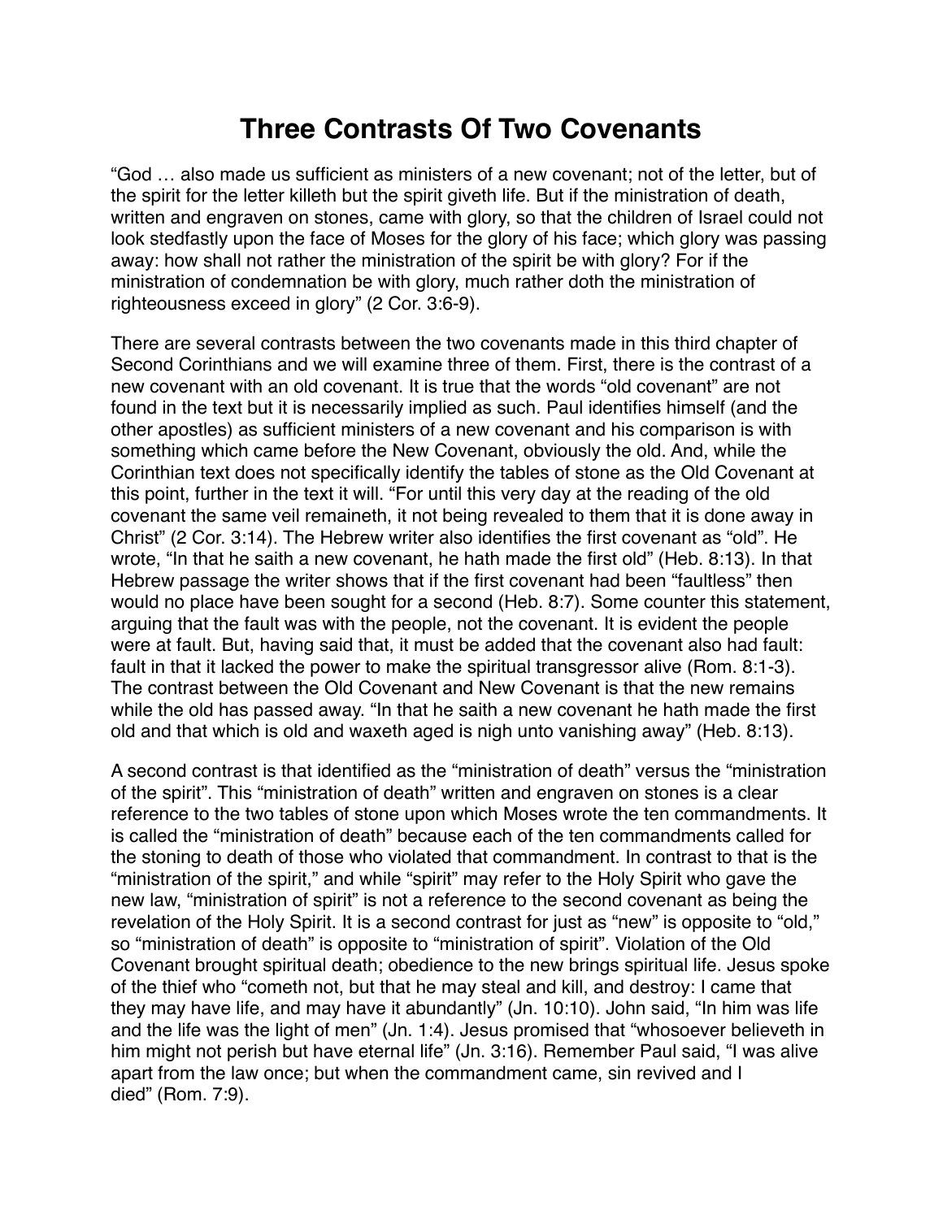# Three Contrasts Of Two Covenants

“God … also made us sufficient as ministers of a new covenant; not of the letter, but of the spirit for the letter killeth but the spirit giveth life. But if the ministration of death, written and engraven on stones, came with glory, so that the children of Israel could not look stedfastly upon the face of Moses for the glory of his face; which glory was passing away: how shall not rather the ministration of the spirit be with glory? For if the ministration of condemnation be with glory, much rather doth the ministration of righteousness exceed in glory” (2 Cor. 3:6-9).

There are several contrasts between the two covenants made in this third chapter of Second Corinthians and we will examine three of them. First, there is the contrast of a new covenant with an old covenant. It is true that the words “old covenant” are not found in the text but it is necessarily implied as such. Paul identifies himself (and the other apostles) as sufficient ministers of a new covenant and his comparison is with something which came before the New Covenant, obviously the old. And, while the Corinthian text does not specifically identify the tables of stone as the Old Covenant at this point, further in the text it will. “For until this very day at the reading of the old covenant the same veil remaineth, it not being revealed to them that it is done away in Christ” (2 Cor. 3:14). The Hebrew writer also identifies the first covenant as “old”. He wrote, “In that he saith a new covenant, he hath made the first old” (Heb. 8:13). In that Hebrew passage the writer shows that if the first covenant had been “faultless” then would no place have been sought for a second (Heb. 8:7). Some counter this statement, arguing that the fault was with the people, not the covenant. It is evident the people were at fault. But, having said that, it must be added that the covenant also had fault: fault in that it lacked the power to make the spiritual transgressor alive (Rom. 8:1-3). The contrast between the Old Covenant and New Covenant is that the new remains while the old has passed away. “In that he saith a new covenant he hath made the first old and that which is old and waxeth aged is nigh unto vanishing away” (Heb. 8:13).

A second contrast is that identified as the “ministration of death” versus the “ministration of the spirit”. This “ministration of death” written and engraven on stones is a clear reference to the two tables of stone upon which Moses wrote the ten commandments. It is called the “ministration of death” because each of the ten commandments called for the stoning to death of those who violated that commandment. In contrast to that is the “ministration of the spirit,” and while “spirit” may refer to the Holy Spirit who gave the new law, “ministration of spirit” is not a reference to the second covenant as being the revelation of the Holy Spirit. It is a second contrast for just as “new” is opposite to “old,” so “ministration of death” is opposite to “ministration of spirit”. Violation of the Old Covenant brought spiritual death; obedience to the new brings spiritual life. Jesus spoke of the thief who “cometh not, but that he may steal and kill, and destroy: I came that they may have life, and may have it abundantly” (Jn. 10:10). John said, “In him was life and the life was the light of men” (Jn. 1:4). Jesus promised that “whosoever believeth in him might not perish but have eternal life” (Jn. 3:16). Remember Paul said, “I was alive apart from the law once; but when the commandment came, sin revived and I died” (Rom. 7:9).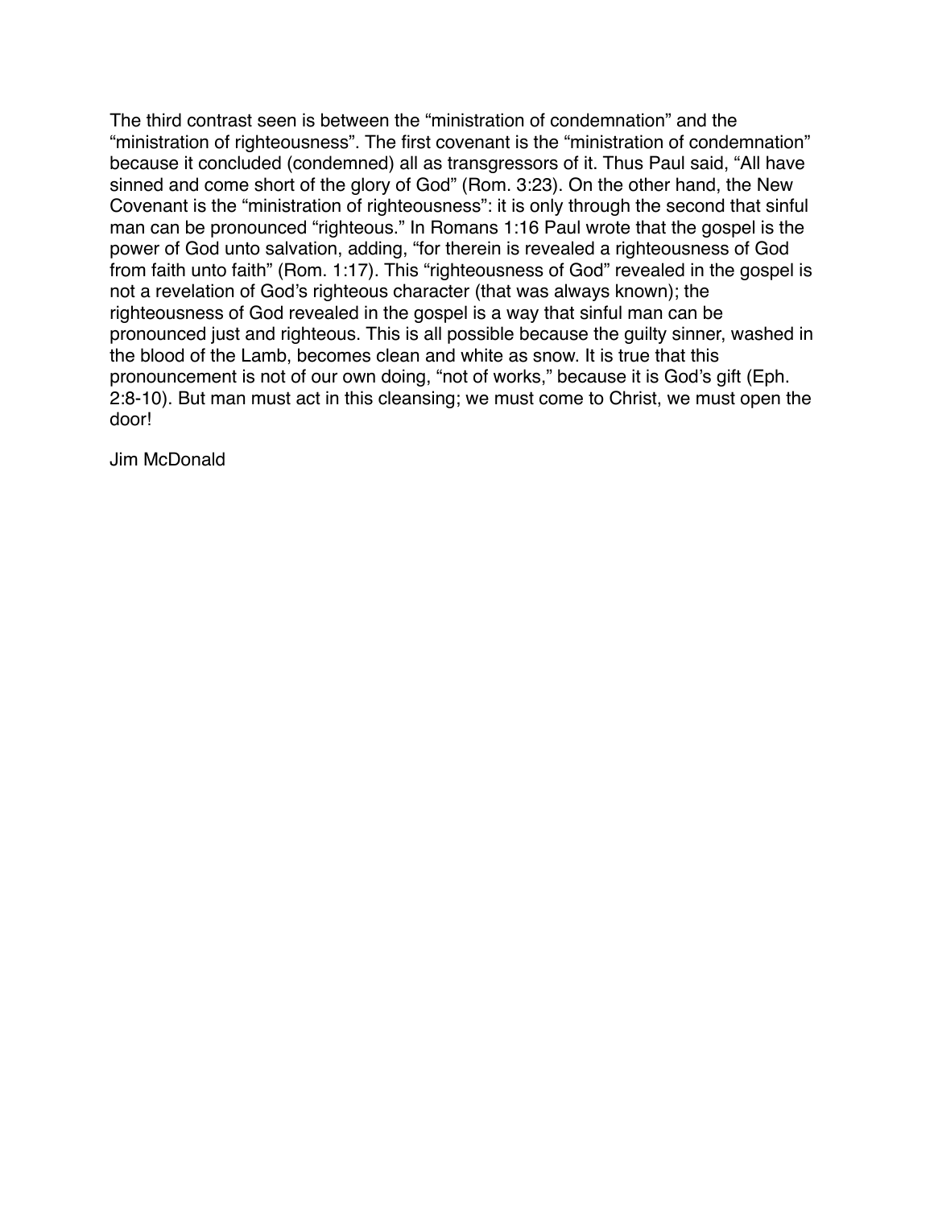The third contrast seen is between the “ministration of condemnation” and the “ministration of righteousness”. The first covenant is the “ministration of condemnation” because it concluded (condemned) all as transgressors of it. Thus Paul said, “All have sinned and come short of the glory of God” (Rom. 3:23). On the other hand, the New Covenant is the “ministration of righteousness”: it is only through the second that sinful man can be pronounced “righteous.” In Romans 1:16 Paul wrote that the gospel is the power of God unto salvation, adding, “for therein is revealed a righteousness of God from faith unto faith” (Rom. 1:17). This “righteousness of God” revealed in the gospel is not a revelation of God’s righteous character (that was always known); the righteousness of God revealed in the gospel is a way that sinful man can be pronounced just and righteous. This is all possible because the guilty sinner, washed in the blood of the Lamb, becomes clean and white as snow. It is true that this pronouncement is not of our own doing, “not of works,” because it is God’s gift (Eph. 2:8-10). But man must act in this cleansing; we must come to Christ, we must open the door!

Jim McDonald